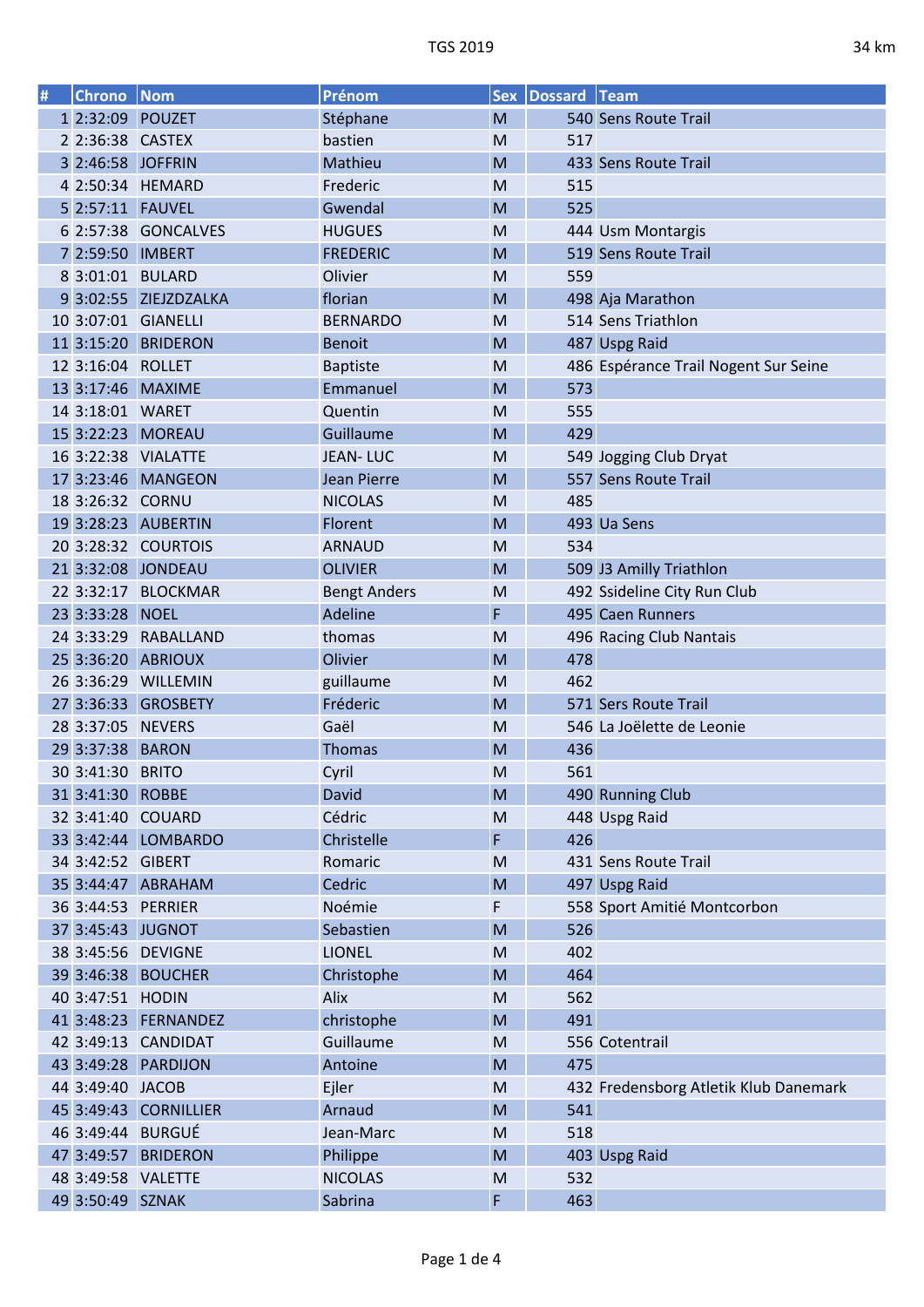TGS 2019 — 34 km

| # | Chrono | Nom | Prénom | Sex | Dossard | Team |
|---|---|---|---|---|---|---|
| 1 | 2:32:09 | POUZET | Stéphane | M | 540 | Sens Route Trail |
| 2 | 2:36:38 | CASTEX | bastien | M | 517 | |
| 3 | 2:46:58 | JOFFRIN | Mathieu | M | 433 | Sens Route Trail |
| 4 | 2:50:34 | HEMARD | Frederic | M | 515 | |
| 5 | 2:57:11 | FAUVEL | Gwendal | M | 525 | |
| 6 | 2:57:38 | GONCALVES | HUGUES | M | 444 | Usm Montargis |
| 7 | 2:59:50 | IMBERT | FREDERIC | M | 519 | Sens Route Trail |
| 8 | 3:01:01 | BULARD | Olivier | M | 559 | |
| 9 | 3:02:55 | ZIEJZDZALKA | florian | M | 498 | Aja Marathon |
| 10 | 3:07:01 | GIANELLI | BERNARDO | M | 514 | Sens Triathlon |
| 11 | 3:15:20 | BRIDERON | Benoit | M | 487 | Uspg Raid |
| 12 | 3:16:04 | ROLLET | Baptiste | M | 486 | Espérance Trail Nogent Sur Seine |
| 13 | 3:17:46 | MAXIME | Emmanuel | M | 573 | |
| 14 | 3:18:01 | WARET | Quentin | M | 555 | |
| 15 | 3:22:23 | MOREAU | Guillaume | M | 429 | |
| 16 | 3:22:38 | VIALATTE | JEAN- LUC | M | 549 | Jogging Club Dryat |
| 17 | 3:23:46 | MANGEON | Jean Pierre | M | 557 | Sens Route Trail |
| 18 | 3:26:32 | CORNU | NICOLAS | M | 485 | |
| 19 | 3:28:23 | AUBERTIN | Florent | M | 493 | Ua Sens |
| 20 | 3:28:32 | COURTOIS | ARNAUD | M | 534 | |
| 21 | 3:32:08 | JONDEAU | OLIVIER | M | 509 | J3 Amilly Triathlon |
| 22 | 3:32:17 | BLOCKMAR | Bengt Anders | M | 492 | Ssideline City Run Club |
| 23 | 3:33:28 | NOEL | Adeline | F | 495 | Caen Runners |
| 24 | 3:33:29 | RABALLAND | thomas | M | 496 | Racing Club Nantais |
| 25 | 3:36:20 | ABRIOUX | Olivier | M | 478 | |
| 26 | 3:36:29 | WILLEMIN | guillaume | M | 462 | |
| 27 | 3:36:33 | GROSBETY | Fréderic | M | 571 | Sers Route Trail |
| 28 | 3:37:05 | NEVERS | Gaël | M | 546 | La Joëlette de Leonie |
| 29 | 3:37:38 | BARON | Thomas | M | 436 | |
| 30 | 3:41:30 | BRITO | Cyril | M | 561 | |
| 31 | 3:41:30 | ROBBE | David | M | 490 | Running Club |
| 32 | 3:41:40 | COUARD | Cédric | M | 448 | Uspg Raid |
| 33 | 3:42:44 | LOMBARDO | Christelle | F | 426 | |
| 34 | 3:42:52 | GIBERT | Romaric | M | 431 | Sens Route Trail |
| 35 | 3:44:47 | ABRAHAM | Cedric | M | 497 | Uspg Raid |
| 36 | 3:44:53 | PERRIER | Noémie | F | 558 | Sport Amitié Montcorbon |
| 37 | 3:45:43 | JUGNOT | Sebastien | M | 526 | |
| 38 | 3:45:56 | DEVIGNE | LIONEL | M | 402 | |
| 39 | 3:46:38 | BOUCHER | Christophe | M | 464 | |
| 40 | 3:47:51 | HODIN | Alix | M | 562 | |
| 41 | 3:48:23 | FERNANDEZ | christophe | M | 491 | |
| 42 | 3:49:13 | CANDIDAT | Guillaume | M | 556 | Cotentrail |
| 43 | 3:49:28 | PARDIJON | Antoine | M | 475 | |
| 44 | 3:49:40 | JACOB | Ejler | M | 432 | Fredensborg Atletik Klub Danemark |
| 45 | 3:49:43 | CORNILLIER | Arnaud | M | 541 | |
| 46 | 3:49:44 | BURGUÉ | Jean-Marc | M | 518 | |
| 47 | 3:49:57 | BRIDERON | Philippe | M | 403 | Uspg Raid |
| 48 | 3:49:58 | VALETTE | NICOLAS | M | 532 | |
| 49 | 3:50:49 | SZNAK | Sabrina | F | 463 | |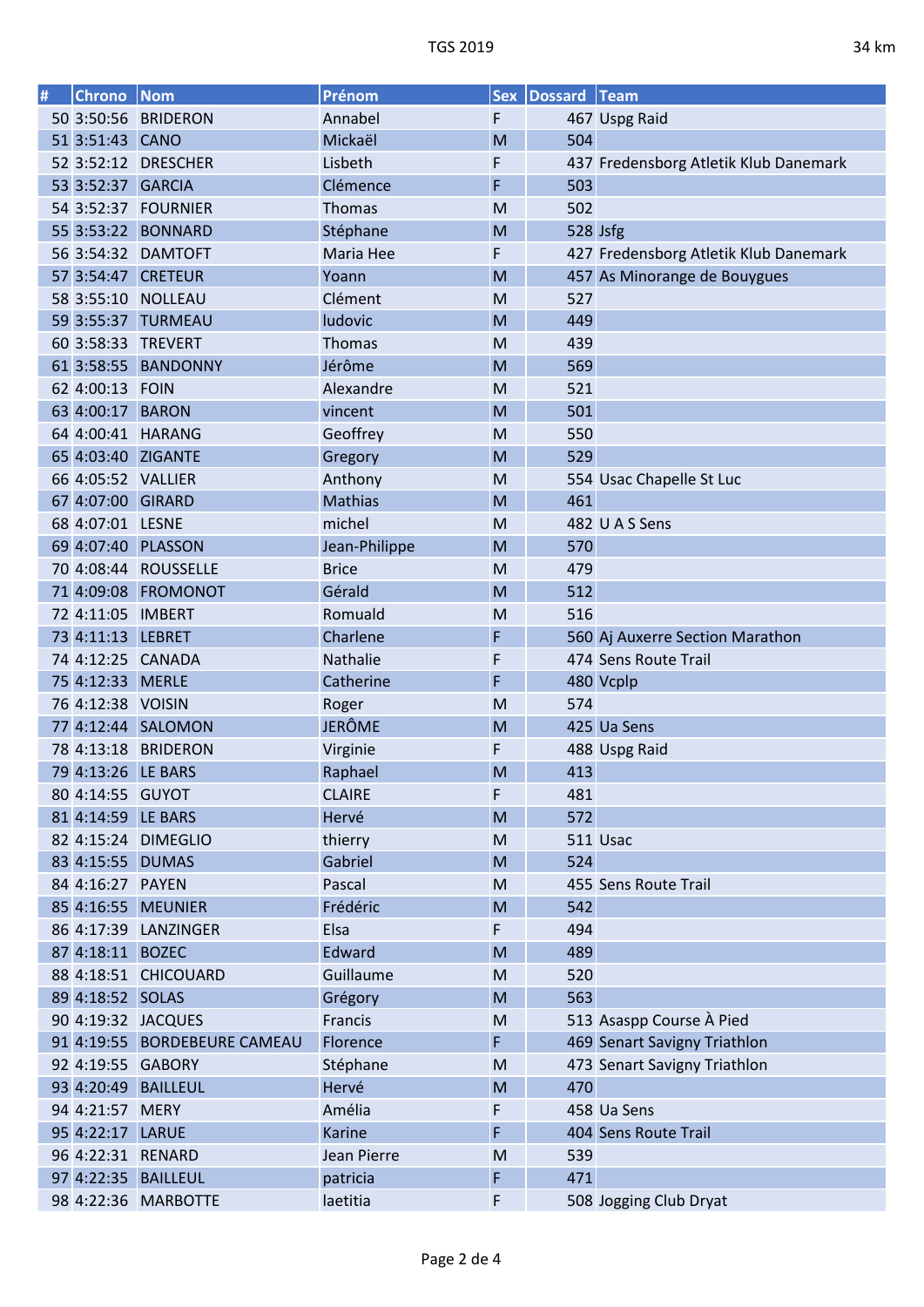| # | Chrono | Nom | Prénom | Sex | Dossard | Team |
|---|---|---|---|---|---|---|
| 50 | 3:50:56 | BRIDERON | Annabel | F | 467 | Uspg Raid |
| 51 | 3:51:43 | CANO | Mickaël | M | 504 | |
| 52 | 3:52:12 | DRESCHER | Lisbeth | F | 437 | Fredensborg Atletik Klub Danemark |
| 53 | 3:52:37 | GARCIA | Clémence | F | 503 | |
| 54 | 3:52:37 | FOURNIER | Thomas | M | 502 | |
| 55 | 3:53:22 | BONNARD | Stéphane | M | 528 | Jsfg |
| 56 | 3:54:32 | DAMTOFT | Maria Hee | F | 427 | Fredensborg Atletik Klub Danemark |
| 57 | 3:54:47 | CRETEUR | Yoann | M | 457 | As Minorange de Bouygues |
| 58 | 3:55:10 | NOLLEAU | Clément | M | 527 | |
| 59 | 3:55:37 | TURMEAU | ludovic | M | 449 | |
| 60 | 3:58:33 | TREVERT | Thomas | M | 439 | |
| 61 | 3:58:55 | BANDONNY | Jérôme | M | 569 | |
| 62 | 4:00:13 | FOIN | Alexandre | M | 521 | |
| 63 | 4:00:17 | BARON | vincent | M | 501 | |
| 64 | 4:00:41 | HARANG | Geoffrey | M | 550 | |
| 65 | 4:03:40 | ZIGANTE | Gregory | M | 529 | |
| 66 | 4:05:52 | VALLIER | Anthony | M | 554 | Usac Chapelle St Luc |
| 67 | 4:07:00 | GIRARD | Mathias | M | 461 | |
| 68 | 4:07:01 | LESNE | michel | M | 482 | U A S Sens |
| 69 | 4:07:40 | PLASSON | Jean-Philippe | M | 570 | |
| 70 | 4:08:44 | ROUSSELLE | Brice | M | 479 | |
| 71 | 4:09:08 | FROMONOT | Gérald | M | 512 | |
| 72 | 4:11:05 | IMBERT | Romuald | M | 516 | |
| 73 | 4:11:13 | LEBRET | Charlene | F | 560 | Aj Auxerre Section Marathon |
| 74 | 4:12:25 | CANADA | Nathalie | F | 474 | Sens Route Trail |
| 75 | 4:12:33 | MERLE | Catherine | F | 480 | Vcplp |
| 76 | 4:12:38 | VOISIN | Roger | M | 574 | |
| 77 | 4:12:44 | SALOMON | JERÔME | M | 425 | Ua Sens |
| 78 | 4:13:18 | BRIDERON | Virginie | F | 488 | Uspg Raid |
| 79 | 4:13:26 | LE BARS | Raphael | M | 413 | |
| 80 | 4:14:55 | GUYOT | CLAIRE | F | 481 | |
| 81 | 4:14:59 | LE BARS | Hervé | M | 572 | |
| 82 | 4:15:24 | DIMEGLIO | thierry | M | 511 | Usac |
| 83 | 4:15:55 | DUMAS | Gabriel | M | 524 | |
| 84 | 4:16:27 | PAYEN | Pascal | M | 455 | Sens Route Trail |
| 85 | 4:16:55 | MEUNIER | Frédéric | M | 542 | |
| 86 | 4:17:39 | LANZINGER | Elsa | F | 494 | |
| 87 | 4:18:11 | BOZEC | Edward | M | 489 | |
| 88 | 4:18:51 | CHICOUARD | Guillaume | M | 520 | |
| 89 | 4:18:52 | SOLAS | Grégory | M | 563 | |
| 90 | 4:19:32 | JACQUES | Francis | M | 513 | Asaspp Course À Pied |
| 91 | 4:19:55 | BORDEBEURE CAMEAU | Florence | F | 469 | Senart Savigny Triathlon |
| 92 | 4:19:55 | GABORY | Stéphane | M | 473 | Senart Savigny Triathlon |
| 93 | 4:20:49 | BAILLEUL | Hervé | M | 470 | |
| 94 | 4:21:57 | MERY | Amélia | F | 458 | Ua Sens |
| 95 | 4:22:17 | LARUE | Karine | F | 404 | Sens Route Trail |
| 96 | 4:22:31 | RENARD | Jean Pierre | M | 539 | |
| 97 | 4:22:35 | BAILLEUL | patricia | F | 471 | |
| 98 | 4:22:36 | MARBOTTE | laetitia | F | 508 | Jogging Club Dryat |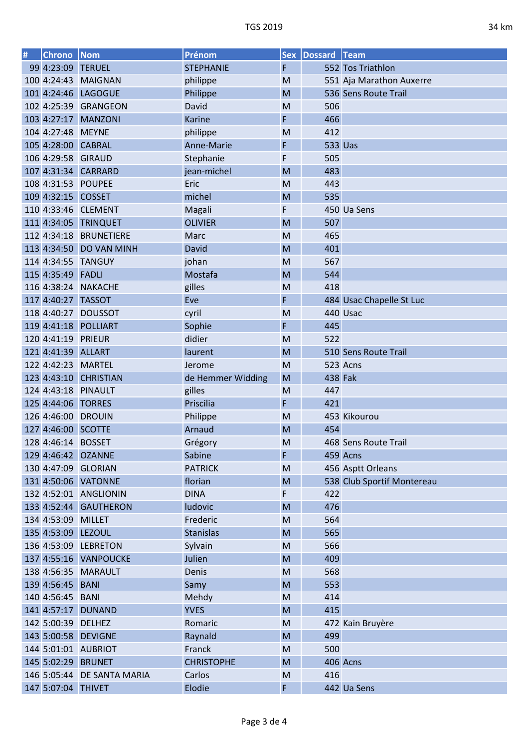| # | Chrono | Nom | Prénom | Sex | Dossard | Team |
|---|---|---|---|---|---|---|
| 99 | 4:23:09 | TERUEL | STEPHANIE | F | 552 | Tos Triathlon |
| 100 | 4:24:43 | MAIGNAN | philippe | M | 551 | Aja Marathon Auxerre |
| 101 | 4:24:46 | LAGOGUE | Philippe | M | 536 | Sens Route Trail |
| 102 | 4:25:39 | GRANGEON | David | M | 506 | |
| 103 | 4:27:17 | MANZONI | Karine | F | 466 | |
| 104 | 4:27:48 | MEYNE | philippe | M | 412 | |
| 105 | 4:28:00 | CABRAL | Anne-Marie | F | 533 | Uas |
| 106 | 4:29:58 | GIRAUD | Stephanie | F | 505 | |
| 107 | 4:31:34 | CARRARD | jean-michel | M | 483 | |
| 108 | 4:31:53 | POUPEE | Eric | M | 443 | |
| 109 | 4:32:15 | COSSET | michel | M | 535 | |
| 110 | 4:33:46 | CLEMENT | Magali | F | 450 | Ua Sens |
| 111 | 4:34:05 | TRINQUET | OLIVIER | M | 507 | |
| 112 | 4:34:18 | BRUNETIERE | Marc | M | 465 | |
| 113 | 4:34:50 | DO VAN MINH | David | M | 401 | |
| 114 | 4:34:55 | TANGUY | johan | M | 567 | |
| 115 | 4:35:49 | FADLI | Mostafa | M | 544 | |
| 116 | 4:38:24 | NAKACHE | gilles | M | 418 | |
| 117 | 4:40:27 | TASSOT | Eve | F | 484 | Usac Chapelle St Luc |
| 118 | 4:40:27 | DOUSSOT | cyril | M | 440 | Usac |
| 119 | 4:41:18 | POLLIART | Sophie | F | 445 | |
| 120 | 4:41:19 | PRIEUR | didier | M | 522 | |
| 121 | 4:41:39 | ALLART | laurent | M | 510 | Sens Route Trail |
| 122 | 4:42:23 | MARTEL | Jerome | M | 523 | Acns |
| 123 | 4:43:10 | CHRISTIAN | de Hemmer Widding | M | 438 | Fak |
| 124 | 4:43:18 | PINAULT | gilles | M | 447 | |
| 125 | 4:44:06 | TORRES | Priscilia | F | 421 | |
| 126 | 4:46:00 | DROUIN | Philippe | M | 453 | Kikourou |
| 127 | 4:46:00 | SCOTTE | Arnaud | M | 454 | |
| 128 | 4:46:14 | BOSSET | Grégory | M | 468 | Sens Route Trail |
| 129 | 4:46:42 | OZANNE | Sabine | F | 459 | Acns |
| 130 | 4:47:09 | GLORIAN | PATRICK | M | 456 | Asptt Orleans |
| 131 | 4:50:06 | VATONNE | florian | M | 538 | Club Sportif Montereau |
| 132 | 4:52:01 | ANGLIONIN | DINA | F | 422 | |
| 133 | 4:52:44 | GAUTHERON | ludovic | M | 476 | |
| 134 | 4:53:09 | MILLET | Frederic | M | 564 | |
| 135 | 4:53:09 | LEZOUL | Stanislas | M | 565 | |
| 136 | 4:53:09 | LEBRETON | Sylvain | M | 566 | |
| 137 | 4:55:16 | VANPOUCKE | Julien | M | 409 | |
| 138 | 4:56:35 | MARAULT | Denis | M | 568 | |
| 139 | 4:56:45 | BANI | Samy | M | 553 | |
| 140 | 4:56:45 | BANI | Mehdy | M | 414 | |
| 141 | 4:57:17 | DUNAND | YVES | M | 415 | |
| 142 | 5:00:39 | DELHEZ | Romaric | M | 472 | Kain Bruyère |
| 143 | 5:00:58 | DEVIGNE | Raynald | M | 499 | |
| 144 | 5:01:01 | AUBRIOT | Franck | M | 500 | |
| 145 | 5:02:29 | BRUNET | CHRISTOPHE | M | 406 | Acns |
| 146 | 5:05:44 | DE SANTA MARIA | Carlos | M | 416 | |
| 147 | 5:07:04 | THIVET | Elodie | F | 442 | Ua Sens |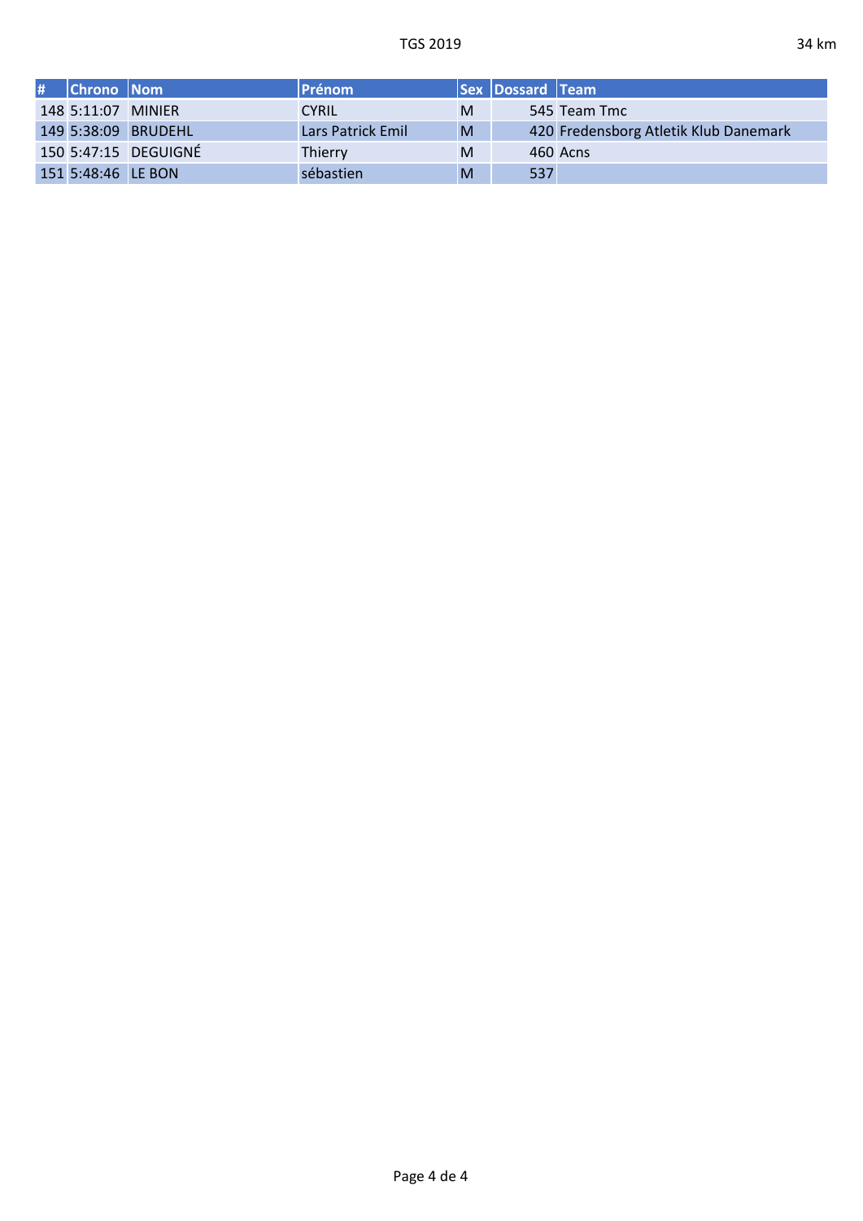| # | Chrono | Nom | Prénom | Sex | Dossard | Team |
|---|---|---|---|---|---|---|
| 148 | 5:11:07 | MINIER | CYRIL | M | 545 | Team Tmc |
| 149 | 5:38:09 | BRUDEHL | Lars Patrick Emil | M | 420 | Fredensborg Atletik Klub Danemark |
| 150 | 5:47:15 | DEGUIGNÉ | Thierry | M | 460 | Acns |
| 151 | 5:48:46 | LE BON | sébastien | M | 537 | |